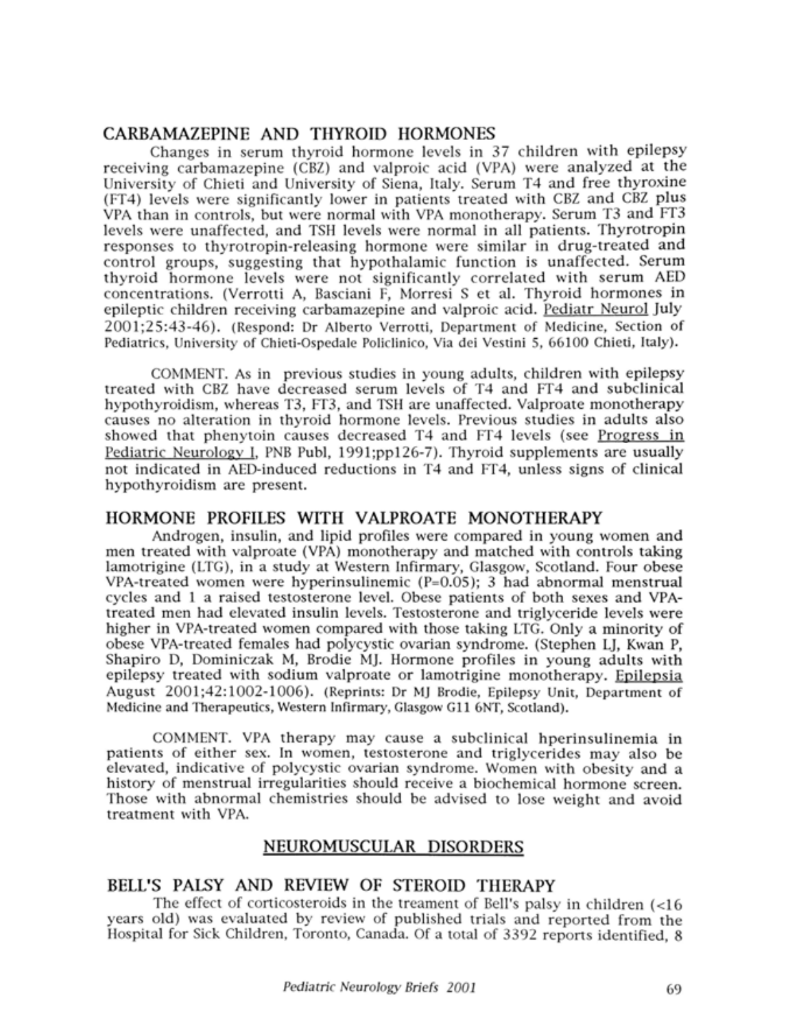## CARBAMAZEPINE AND THYROID HORMONES

Changes in serum thyroid hormone levels in 37 children with epilepsy receiving carbamazepine (CBZ) and valproic acid (VPA) were analyzed at the University of Chieti and University of Siena, Italy. Serum T4 and free thyroxine (FT4) levels were significantly lower in patients treated with CBZ and CBZ plus VPA than in controls, but were normal with VPA monotherapy. Serum T3 and FT3 levels were unaffected, and TSH levels were normal in all patients. Thyrotropin responses to thyrotropin-releasing hormone were similar in drug-treated and control groups, suggesting that hypothalamic function is unaffected. Serum thyroid hormone levels were not significantly correlated with serum AED concentrations. (Verrotti A, Basciani F, Morresi S et al. Thyroid hormones in epileptic children receiving carbamazepine and valproic acid. Pediatr Neurol July 2001;25:43-46). (Respond: Dr Alberto Verrotti, Department of Medicine, Section of Pediatrics, University of Chieti-Ospedale Policlinico, Via dei Vestini 5, 66100 Chieti, Italy).

COMMENT. As in previous studies in young adults, children with epilepsy treated with CBZ have decreased serum levels of T4 and FT4 and subclinical hypothyroidism, whereas T3, FT3, and TSH are unaffected. Valproate monotherapy causes no alteration in thyroid hormone levels. Previous studies in adults also showed that phenytoin causes decreased T4 and FT4 levels (see Progress in Pediatric Neurology I, PNB Publ, 1991;pp126-7). Thyroid supplements are usually not indicated in AED-induced reductions in T4 and FT4, unless signs of clinical hypothyroidism are present.

## HORMONE PROFILES WITH VALPROATE MONOTHERAPY

Androgen, insulin, and lipid profiles were compared in young women and men treated with valproate (VPA) monotherapy and matched with controls taking lamotrigine (LTG), in a study at Western Infirmary, Glasgow, Scotland. Four obese VPA-treated women were hyperinsulinemic ($P=0.05$); 3 had abnormal menstrual cycles and 1 a raised testosterone level. Obese patients of both sexes and VPA-treated men had elevated insulin levels. Testosterone and triglyceride levels were higher in VPA-treated women compared with those taking LTG. Only a minority of obese VPA-treated females had polycystic ovarian syndrome. (Stephen LJ, Kwan P, Shapiro D, Dominiczak M, Brodie MJ. Hormone profiles in young adults with epilepsy treated with sodium valproate or lamotrigine monotherapy. Epilepsia August 2001;42:1002-1006). (Reprints: Dr MJ Brodie, Epilepsy Unit, Department of Medicine and Therapeutics, Western Infirmary, Glasgow G11 6NT, Scotland).

COMMENT. VPA therapy may cause a subclinical hperinsulinemia in patients of either sex. In women, testosterone and triglycerides may also be elevated, indicative of polycystic ovarian syndrome. Women with obesity and a history of menstrual irregularities should receive a biochemical hormone screen. Those with abnormal chemistries should be advised to lose weight and avoid treatment with VPA.

# NEUROMUSCULAR DISORDERS

## BELL'S PALSY AND REVIEW OF STEROID THERAPY

The effect of corticosteroids in the treament of Bell's palsy in children (<16 years old) was evaluated by review of published trials and reported from the Hospital for Sick Children, Toronto, Canada. Of a total of 3392 reports identified, 8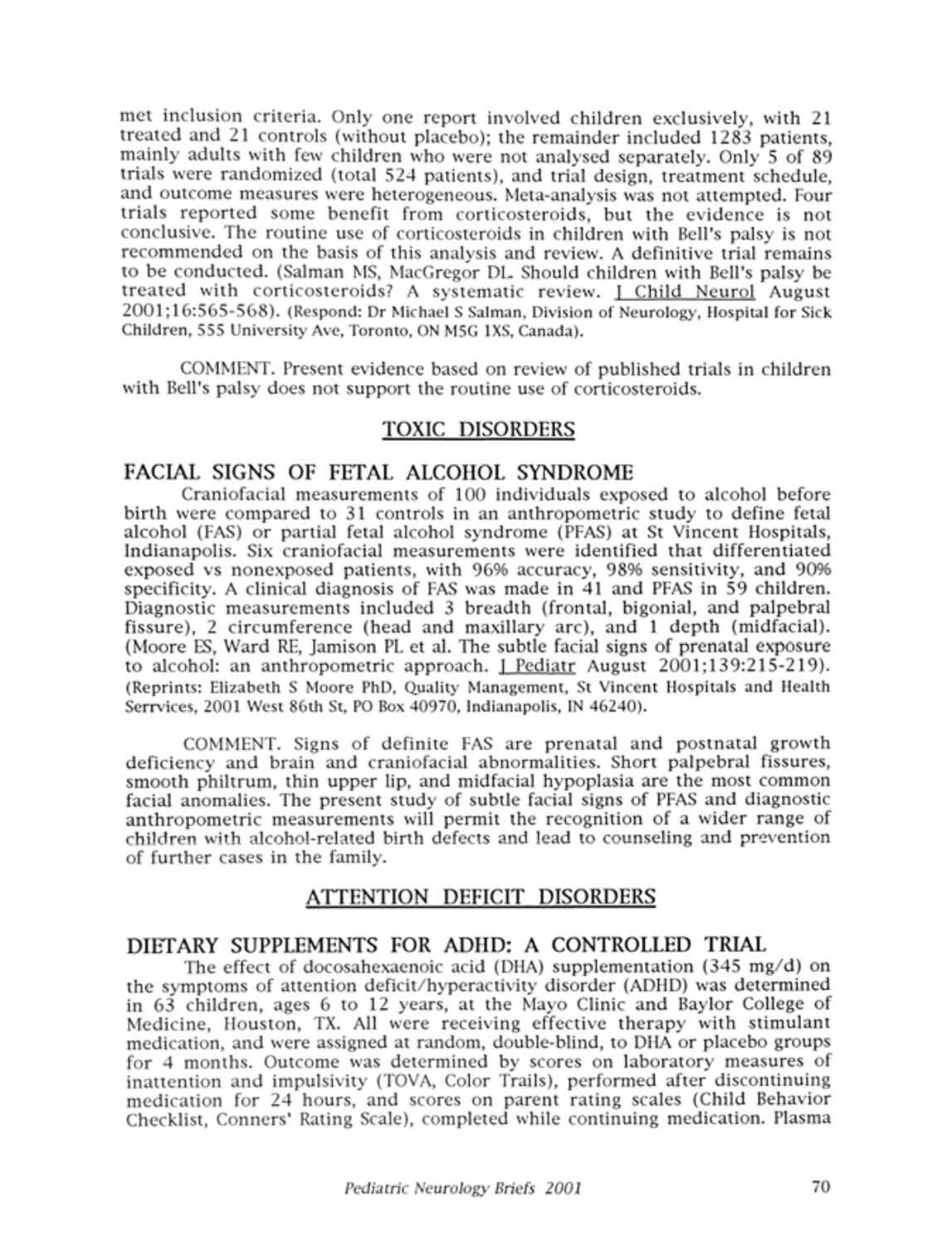met inclusion criteria. Only one report involved children exclusively, with 21 treated and 21 controls (without placebo); the remainder included 1283 patients, mainly adults with few children who were not analysed separately. Only 5 of 89 trials were randomized (total 524 patients), and trial design, treatment schedule, and outcome measures were heterogeneous. Meta-analysis was not attempted. Four trials reported some benefit from corticosteroids, but the evidence is not conclusive. The routine use of corticosteroids in children with Bell's palsy is not recommended on the basis of this analysis and review. A definitive trial remains to be conducted. (Salman MS, MacGregor DL. Should children with Bell's palsy be treated with corticosteroids? A systematic review. J Child Neurol August 2001;16:565-568). (Respond: Dr Michael S Salman, Division of Neurology, Hospital for Sick Children, 555 University Ave, Toronto, ON M5G 1XS, Canada).

COMMENT. Present evidence based on review of published trials in children with Bell's palsy does not support the routine use of corticosteroids.

## TOXIC DISORDERS

### FACIAL SIGNS OF FETAL ALCOHOL SYNDROME

Craniofacial measurements of 100 individuals exposed to alcohol before birth were compared to 31 controls in an anthropometric study to define fetal alcohol (FAS) or partial fetal alcohol syndrome (PFAS) at St Vincent Hospitals, Indianapolis. Six craniofacial measurements were identified that differentiated exposed vs nonexposed patients, with 96% accuracy, 98% sensitivity, and 90% specificity. A clinical diagnosis of FAS was made in 41 and PFAS in 59 children. Diagnostic measurements included 3 breadth (frontal, bigonial, and palpebral fissure), 2 circumference (head and maxillary arc), and 1 depth (midfacial). (Moore ES, Ward RE, Jamison PL et al. The subtle facial signs of prenatal exposure to alcohol: an anthropometric approach. J Pediatr August 2001;139:215-219). (Reprints: Elizabeth S Moore PhD, Quality Management, St Vincent Hospitals and Health Serrvices, 2001 West 86th St, PO Box 40970, Indianapolis, IN 46240).

COMMENT. Signs of definite FAS are prenatal and postnatal growth deficiency and brain and craniofacial abnormalities. Short palpebral fissures, smooth philtrum, thin upper lip, and midfacial hypoplasia are the most common facial anomalies. The present study of subtle facial signs of PFAS and diagnostic anthropometric measurements will permit the recognition of a wider range of children with alcohol-related birth defects and lead to counseling and prevention of further cases in the family.

## ATTENTION DEFICIT DISORDERS

### DIETARY SUPPLEMENTS FOR ADHD: A CONTROLLED TRIAL

The effect of docosahexaenoic acid (DHA) supplementation (345 mg/d) on the symptoms of attention deficit/hyperactivity disorder (ADHD) was determined in 63 children, ages 6 to 12 years, at the Mayo Clinic and Baylor College of Medicine, Houston, TX. All were receiving effective therapy with stimulant medication, and were assigned at random, double-blind, to DHA or placebo groups for 4 months. Outcome was determined by scores on laboratory measures of inattention and impulsivity (TOVA, Color Trails), performed after discontinuing medication for 24 hours, and scores on parent rating scales (Child Behavior Checklist, Conners' Rating Scale), completed while continuing medication. Plasma